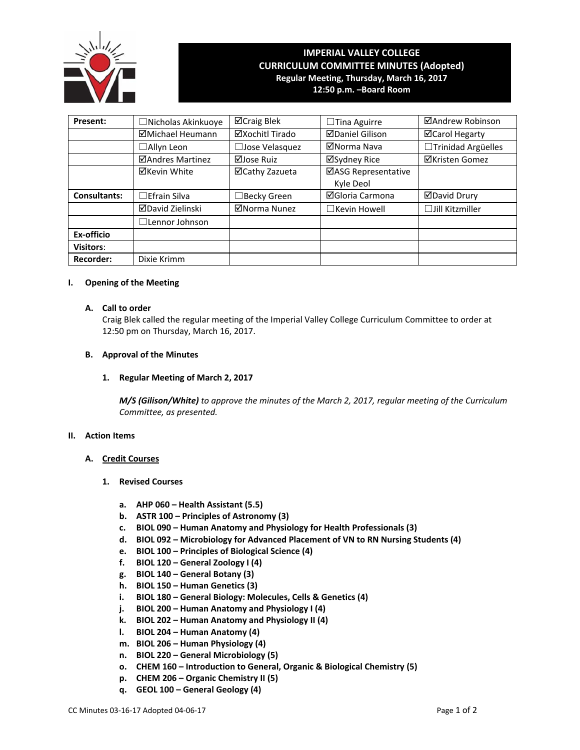# IMPERIAL VALLEY COLLEGE
## CURRICULUM COMMITTEE MINUTES (Adopted)
**Regular Meeting, Thursday, March 16, 2017**
**12:50 p.m. –Board Room**

| Present: | ☐Nicholas Akinkuoye | ☑Craig Blek | ☐Tina Aguirre | ☑Andrew Robinson |
|---|---|---|---|---|
| | ☑Michael Heumann | ☑Xochitl Tirado | ☑Daniel Gilison | ☑Carol Hegarty |
| | ☐Allyn Leon | ☐Jose Velasquez | ☑Norma Nava | ☐Trinidad Argüelles |
| | ☑Andres Martinez | ☑Jose Ruiz | ☑Sydney Rice | ☑Kristen Gomez |
| | ☑Kevin White | ☑Cathy Zazueta | ☑ASG Representative Kyle Deol | |
| **Consultants:** | ☐Efrain Silva | ☐Becky Green | ☑Gloria Carmona | ☑David Drury |
| | ☑David Zielinski | ☑Norma Nunez | ☐Kevin Howell | ☐Jill Kitzmiller |
| | ☐Lennor Johnson | | | |
| **Ex-officio** | | | | |
| **Visitors:** | | | | |
| **Recorder:** | Dixie Krimm | | | |

## I. Opening of the Meeting

### A. Call to order

Craig Blek called the regular meeting of the Imperial Valley College Curriculum Committee to order at 12:50 pm on Thursday, March 16, 2017.

### B. Approval of the Minutes

#### 1. Regular Meeting of March 2, 2017

***M/S (Gilison/White)*** *to approve the minutes of the March 2, 2017, regular meeting of the Curriculum Committee, as presented.*

## II. Action Items

### A. Credit Courses

#### 1. Revised Courses

- **a. AHP 060 – Health Assistant (5.5)**
- **b. ASTR 100 – Principles of Astronomy (3)**
- **c. BIOL 090 – Human Anatomy and Physiology for Health Professionals (3)**
- **d. BIOL 092 – Microbiology for Advanced Placement of VN to RN Nursing Students (4)**
- **e. BIOL 100 – Principles of Biological Science (4)**
- **f. BIOL 120 – General Zoology I (4)**
- **g. BIOL 140 – General Botany (3)**
- **h. BIOL 150 – Human Genetics (3)**
- **i. BIOL 180 – General Biology: Molecules, Cells & Genetics (4)**
- **j. BIOL 200 – Human Anatomy and Physiology I (4)**
- **k. BIOL 202 – Human Anatomy and Physiology II (4)**
- **l. BIOL 204 – Human Anatomy (4)**
- **m. BIOL 206 – Human Physiology (4)**
- **n. BIOL 220 – General Microbiology (5)**
- **o. CHEM 160 – Introduction to General, Organic & Biological Chemistry (5)**
- **p. CHEM 206 – Organic Chemistry II (5)**
- **q. GEOL 100 – General Geology (4)**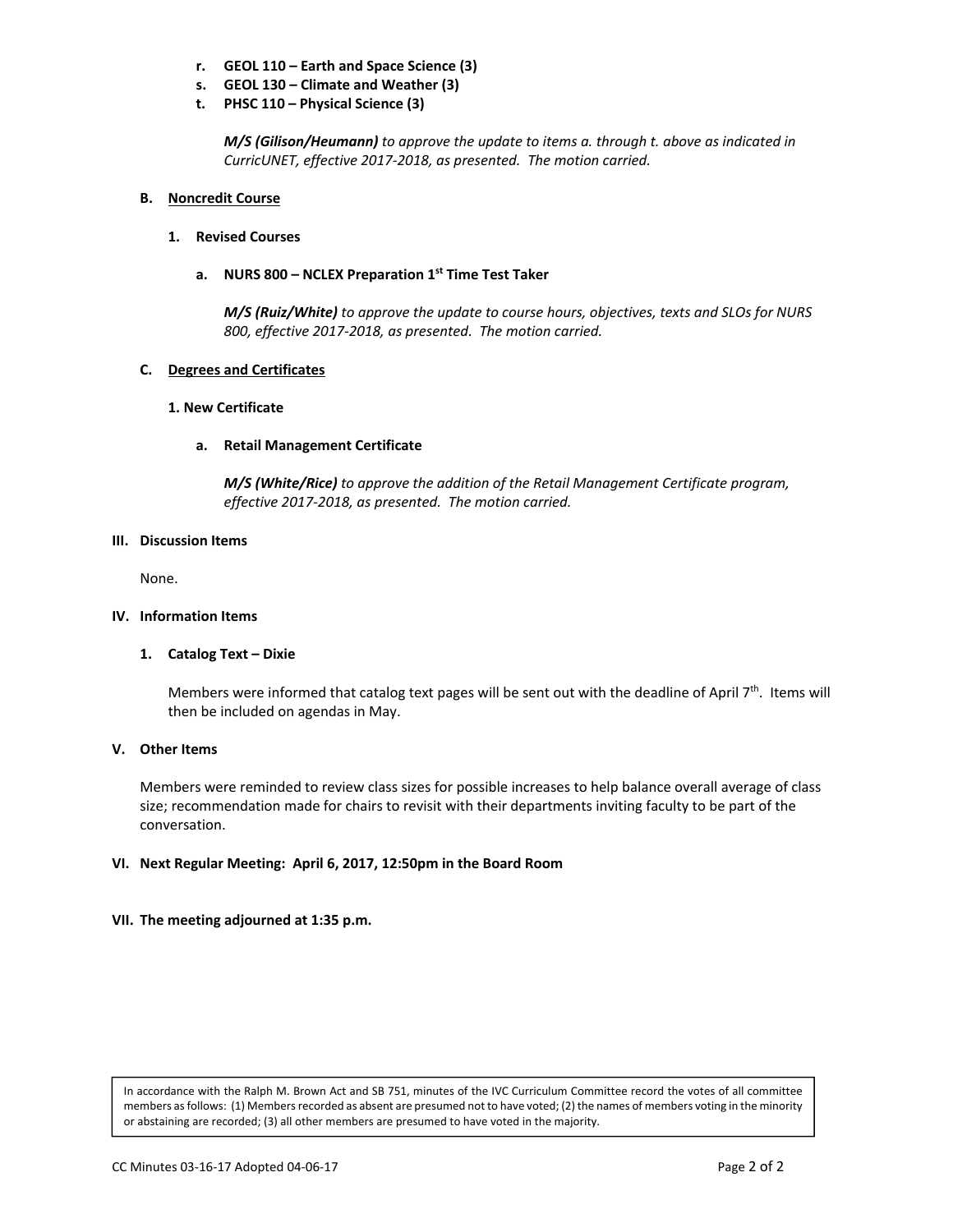**r. GEOL 110 – Earth and Space Science (3)**
**s. GEOL 130 – Climate and Weather (3)**
**t. PHSC 110 – Physical Science (3)**

***M/S (Gilison/Heumann)*** *to approve the update to items a. through t. above as indicated in CurricUNET, effective 2017-2018, as presented. The motion carried.*

**B. Noncredit Course**

**1. Revised Courses**

**a. NURS 800 – NCLEX Preparation 1st Time Test Taker**

***M/S (Ruiz/White)*** *to approve the update to course hours, objectives, texts and SLOs for NURS 800, effective 2017-2018, as presented. The motion carried.*

**C. Degrees and Certificates**

**1. New Certificate**

**a. Retail Management Certificate**

***M/S (White/Rice)*** *to approve the addition of the Retail Management Certificate program, effective 2017-2018, as presented. The motion carried.*

## III. Discussion Items

None.

## IV. Information Items

**1. Catalog Text – Dixie**

Members were informed that catalog text pages will be sent out with the deadline of April 7th. Items will then be included on agendas in May.

## V. Other Items

Members were reminded to review class sizes for possible increases to help balance overall average of class size; recommendation made for chairs to revisit with their departments inviting faculty to be part of the conversation.

## VI. Next Regular Meeting: April 6, 2017, 12:50pm in the Board Room

## VII. The meeting adjourned at 1:35 p.m.

In accordance with the Ralph M. Brown Act and SB 751, minutes of the IVC Curriculum Committee record the votes of all committee members as follows: (1) Members recorded as absent are presumed not to have voted; (2) the names of members voting in the minority or abstaining are recorded; (3) all other members are presumed to have voted in the majority.

CC Minutes 03-16-17 Adopted 04-06-17